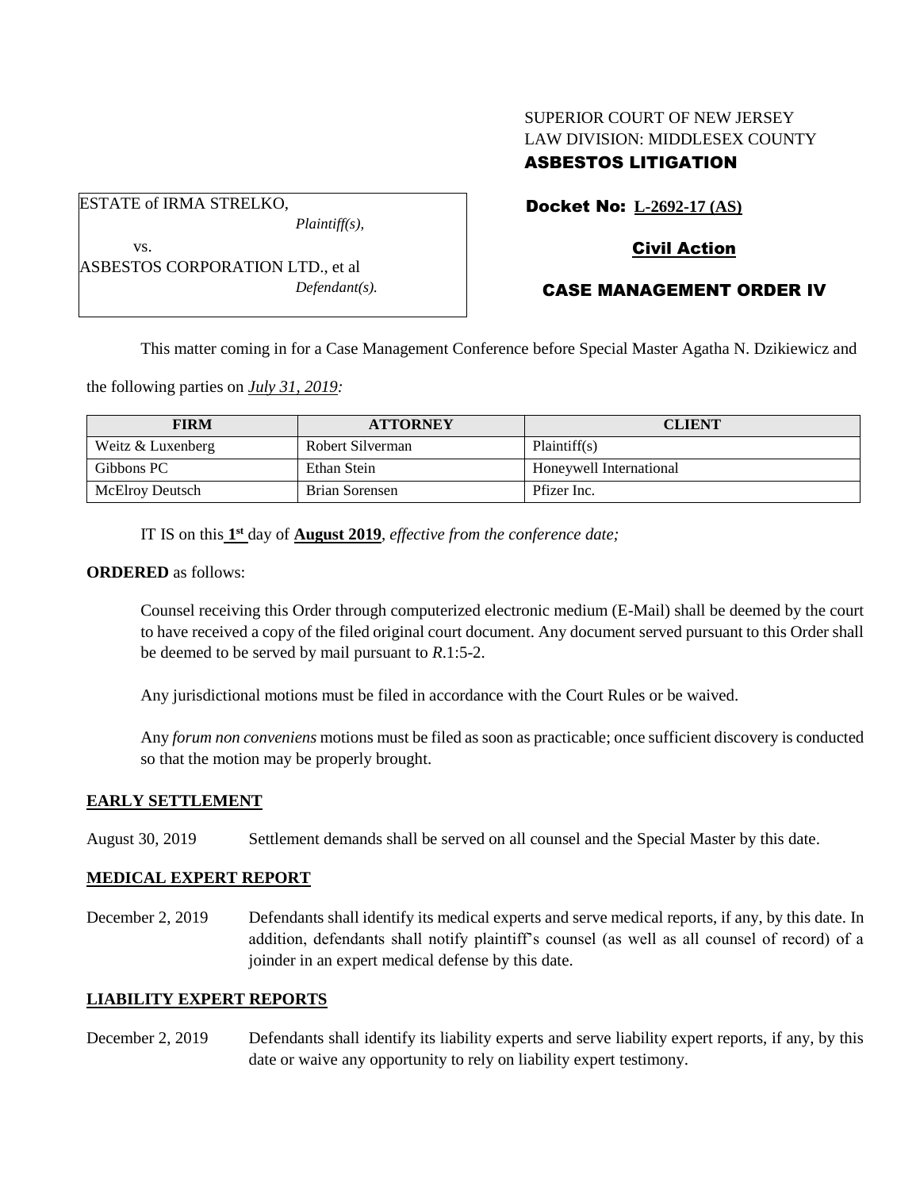SUPERIOR COURT OF NEW JERSEY
LAW DIVISION: MIDDLESEX COUNTY
**ASBESTOS LITIGATION**

ESTATE of IRMA STRELKO,
*Plaintiff(s),*
vs.
ASBESTOS CORPORATION LTD., et al
*Defendant(s).*

**Docket No: L-2692-17 (AS)**

**Civil Action**

**CASE MANAGEMENT ORDER IV**

This matter coming in for a Case Management Conference before Special Master Agatha N. Dzikiewicz and the following parties on *July 31, 2019:*

| FIRM | ATTORNEY | CLIENT |
|---|---|---|
| Weitz & Luxenberg | Robert Silverman | Plaintiff(s) |
| Gibbons PC | Ethan Stein | Honeywell International |
| McElroy Deutsch | Brian Sorensen | Pfizer Inc. |

IT IS on this **1st** day of **August 2019**, *effective from the conference date;*

**ORDERED** as follows:

Counsel receiving this Order through computerized electronic medium (E-Mail) shall be deemed by the court to have received a copy of the filed original court document. Any document served pursuant to this Order shall be deemed to be served by mail pursuant to *R*.1:5-2.

Any jurisdictional motions must be filed in accordance with the Court Rules or be waived.

Any *forum non conveniens* motions must be filed as soon as practicable; once sufficient discovery is conducted so that the motion may be properly brought.

**EARLY SETTLEMENT**

August 30, 2019 Settlement demands shall be served on all counsel and the Special Master by this date.

**MEDICAL EXPERT REPORT**

December 2, 2019 Defendants shall identify its medical experts and serve medical reports, if any, by this date. In addition, defendants shall notify plaintiff's counsel (as well as all counsel of record) of a joinder in an expert medical defense by this date.

**LIABILITY EXPERT REPORTS**

December 2, 2019 Defendants shall identify its liability experts and serve liability expert reports, if any, by this date or waive any opportunity to rely on liability expert testimony.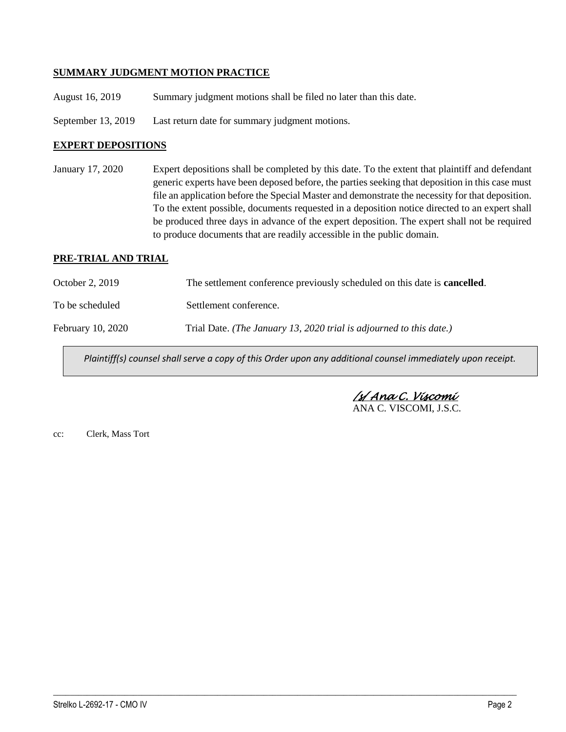**SUMMARY JUDGMENT MOTION PRACTICE**

| | |
|---|---|
| August 16, 2019 | Summary judgment motions shall be filed no later than this date. |
| September 13, 2019 | Last return date for summary judgment motions. |

**EXPERT DEPOSITIONS**

| | |
|---|---|
| January 17, 2020 | Expert depositions shall be completed by this date. To the extent that plaintiff and defendant generic experts have been deposed before, the parties seeking that deposition in this case must file an application before the Special Master and demonstrate the necessity for that deposition. To the extent possible, documents requested in a deposition notice directed to an expert shall be produced three days in advance of the expert deposition. The expert shall not be required to produce documents that are readily accessible in the public domain. |

**PRE-TRIAL AND TRIAL**

| | |
|---|---|
| October 2, 2019 | The settlement conference previously scheduled on this date is **cancelled**. |
| To be scheduled | Settlement conference. |
| February 10, 2020 | Trial Date. *(The January 13, 2020 trial is adjourned to this date.)* |

*Plaintiff(s) counsel shall serve a copy of this Order upon any additional counsel immediately upon receipt.*

/s/ Ana C. Viscomi
ANA C. VISCOMI, J.S.C.

cc: Clerk, Mass Tort